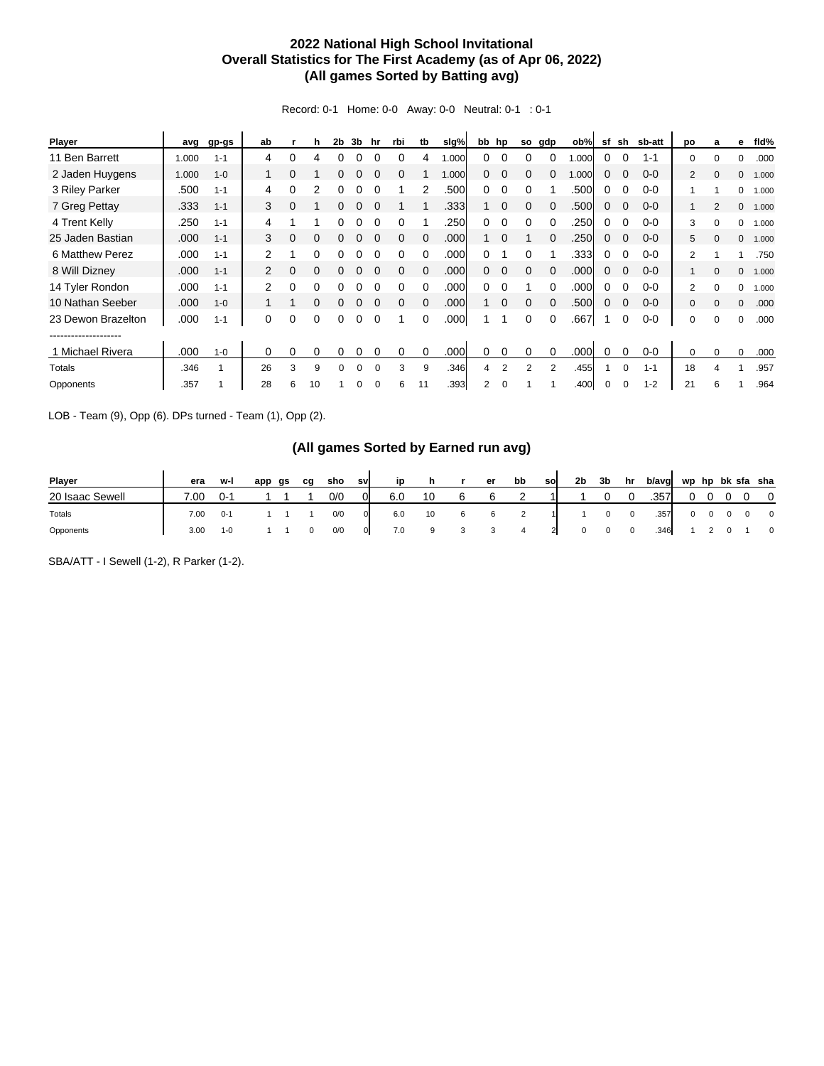# 2022 National High School Invitational
## Overall Statistics for The First Academy (as of Apr 06, 2022)
## (All games Sorted by Batting avg)

Record: 0-1 Home: 0-0 Away: 0-0 Neutral: 0-1 : 0-1

| Player | avg | gp-gs | ab | r | h | 2b | 3b | hr | rbi | tb | slg% | bb | hp | so | gdp | ob% | sf | sh | sb-att | po | a | e | fld% |
|---|---|---|---|---|---|---|---|---|---|---|---|---|---|---|---|---|---|---|---|---|---|---|---|
| 11 Ben Barrett | 1.000 | 1-1 | 4 | 0 | 4 | 0 | 0 | 0 | 0 | 4 | 1.000 | 0 | 0 | 0 | 0 | 1.000 | 0 | 0 | 1-1 | 0 | 0 | 0 | .000 |
| 2 Jaden Huygens | 1.000 | 1-0 | 1 | 0 | 1 | 0 | 0 | 0 | 0 | 1 | 1.000 | 0 | 0 | 0 | 0 | 1.000 | 0 | 0 | 0-0 | 2 | 0 | 0 | 1.000 |
| 3 Riley Parker | .500 | 1-1 | 4 | 0 | 2 | 0 | 0 | 0 | 1 | 2 | .500 | 0 | 0 | 0 | 1 | .500 | 0 | 0 | 0-0 | 1 | 1 | 0 | 1.000 |
| 7 Greg Pettay | .333 | 1-1 | 3 | 0 | 1 | 0 | 0 | 0 | 1 | 1 | .333 | 1 | 0 | 0 | 0 | .500 | 0 | 0 | 0-0 | 1 | 2 | 0 | 1.000 |
| 4 Trent Kelly | .250 | 1-1 | 4 | 1 | 1 | 0 | 0 | 0 | 0 | 1 | .250 | 0 | 0 | 0 | 0 | .250 | 0 | 0 | 0-0 | 3 | 0 | 0 | 1.000 |
| 25 Jaden Bastian | .000 | 1-1 | 3 | 0 | 0 | 0 | 0 | 0 | 0 | 0 | .000 | 1 | 0 | 1 | 0 | .250 | 0 | 0 | 0-0 | 5 | 0 | 0 | 1.000 |
| 6 Matthew Perez | .000 | 1-1 | 2 | 1 | 0 | 0 | 0 | 0 | 0 | 0 | .000 | 0 | 1 | 0 | 1 | .333 | 0 | 0 | 0-0 | 2 | 1 | 1 | .750 |
| 8 Will Dizney | .000 | 1-1 | 2 | 0 | 0 | 0 | 0 | 0 | 0 | 0 | .000 | 0 | 0 | 0 | 0 | .000 | 0 | 0 | 0-0 | 1 | 0 | 0 | 1.000 |
| 14 Tyler Rondon | .000 | 1-1 | 2 | 0 | 0 | 0 | 0 | 0 | 0 | 0 | .000 | 0 | 0 | 1 | 0 | .000 | 0 | 0 | 0-0 | 2 | 0 | 0 | 1.000 |
| 10 Nathan Seeber | .000 | 1-0 | 1 | 1 | 0 | 0 | 0 | 0 | 0 | 0 | .000 | 1 | 0 | 0 | 0 | .500 | 0 | 0 | 0-0 | 0 | 0 | 0 | .000 |
| 23 Dewon Brazelton | .000 | 1-1 | 0 | 0 | 0 | 0 | 0 | 0 | 1 | 0 | .000 | 1 | 1 | 0 | 0 | .667 | 1 | 0 | 0-0 | 0 | 0 | 0 | .000 |
| -------------------- | | | | | | | | | | | | | | | | | | | | | | | |
| 1 Michael Rivera | .000 | 1-0 | 0 | 0 | 0 | 0 | 0 | 0 | 0 | 0 | .000 | 0 | 0 | 0 | 0 | .000 | 0 | 0 | 0-0 | 0 | 0 | 0 | .000 |
| Totals | .346 | 1 | 26 | 3 | 9 | 0 | 0 | 0 | 3 | 9 | .346 | 4 | 2 | 2 | 2 | .455 | 1 | 0 | 1-1 | 18 | 4 | 1 | .957 |
| Opponents | .357 | 1 | 28 | 6 | 10 | 1 | 0 | 0 | 6 | 11 | .393 | 2 | 0 | 1 | 1 | .400 | 0 | 0 | 1-2 | 21 | 6 | 1 | .964 |

LOB - Team (9), Opp (6). DPs turned - Team (1), Opp (2).

## (All games Sorted by Earned run avg)

| Player | era | w-l | app | gs | cg | sho | sv | ip | h | r | er | bb | so | 2b | 3b | hr | b/avg | wp | hp | bk | sfa | sha |
|---|---|---|---|---|---|---|---|---|---|---|---|---|---|---|---|---|---|---|---|---|---|---|
| 20 Isaac Sewell | 7.00 | 0-1 | 1 | 1 | 1 | 0/0 | 0 | 6.0 | 10 | 6 | 6 | 2 | 1 | 1 | 0 | 0 | .357 | 0 | 0 | 0 | 0 | 0 |
| Totals | 7.00 | 0-1 | 1 | 1 | 1 | 0/0 | 0 | 6.0 | 10 | 6 | 6 | 2 | 1 | 1 | 0 | 0 | .357 | 0 | 0 | 0 | 0 | 0 |
| Opponents | 3.00 | 1-0 | 1 | 1 | 0 | 0/0 | 0 | 7.0 | 9 | 3 | 3 | 4 | 2 | 0 | 0 | 0 | .346 | 1 | 2 | 0 | 1 | 0 |

SBA/ATT - I Sewell (1-2), R Parker (1-2).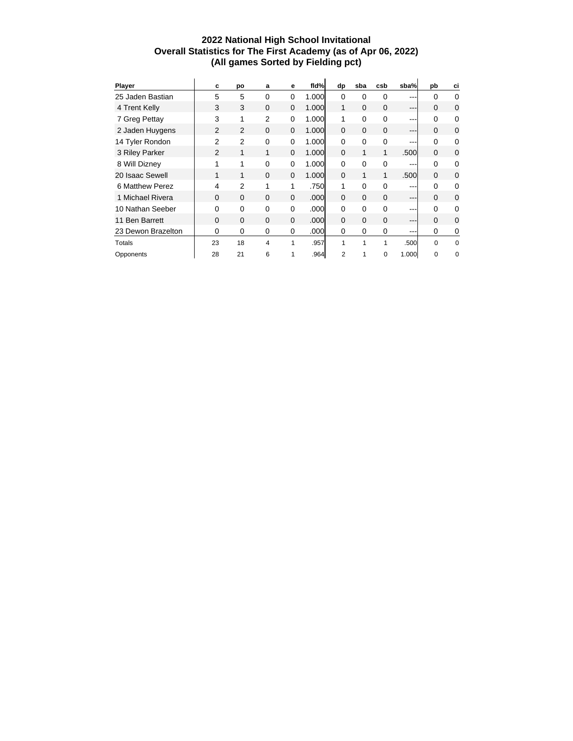# 2022 National High School Invitational
## Overall Statistics for The First Academy (as of Apr 06, 2022)
### (All games Sorted by Fielding pct)

| Player | c | po | a | e | fld% | dp | sba | csb | sba% | pb | ci |
|---|---|---|---|---|---|---|---|---|---|---|---|
| 25 Jaden Bastian | 5 | 5 | 0 | 0 | 1.000 | 0 | 0 | 0 | --- | 0 | 0 |
| 4 Trent Kelly | 3 | 3 | 0 | 0 | 1.000 | 1 | 0 | 0 | --- | 0 | 0 |
| 7 Greg Pettay | 3 | 1 | 2 | 0 | 1.000 | 1 | 0 | 0 | --- | 0 | 0 |
| 2 Jaden Huygens | 2 | 2 | 0 | 0 | 1.000 | 0 | 0 | 0 | --- | 0 | 0 |
| 14 Tyler Rondon | 2 | 2 | 0 | 0 | 1.000 | 0 | 0 | 0 | --- | 0 | 0 |
| 3 Riley Parker | 2 | 1 | 1 | 0 | 1.000 | 0 | 1 | 1 | .500 | 0 | 0 |
| 8 Will Dizney | 1 | 1 | 0 | 0 | 1.000 | 0 | 0 | 0 | --- | 0 | 0 |
| 20 Isaac Sewell | 1 | 1 | 0 | 0 | 1.000 | 0 | 1 | 1 | .500 | 0 | 0 |
| 6 Matthew Perez | 4 | 2 | 1 | 1 | .750 | 1 | 0 | 0 | --- | 0 | 0 |
| 1 Michael Rivera | 0 | 0 | 0 | 0 | .000 | 0 | 0 | 0 | --- | 0 | 0 |
| 10 Nathan Seeber | 0 | 0 | 0 | 0 | .000 | 0 | 0 | 0 | --- | 0 | 0 |
| 11 Ben Barrett | 0 | 0 | 0 | 0 | .000 | 0 | 0 | 0 | --- | 0 | 0 |
| 23 Dewon Brazelton | 0 | 0 | 0 | 0 | .000 | 0 | 0 | 0 | --- | 0 | 0 |
| Totals | 23 | 18 | 4 | 1 | .957 | 1 | 1 | 1 | .500 | 0 | 0 |
| Opponents | 28 | 21 | 6 | 1 | .964 | 2 | 1 | 0 | 1.000 | 0 | 0 |